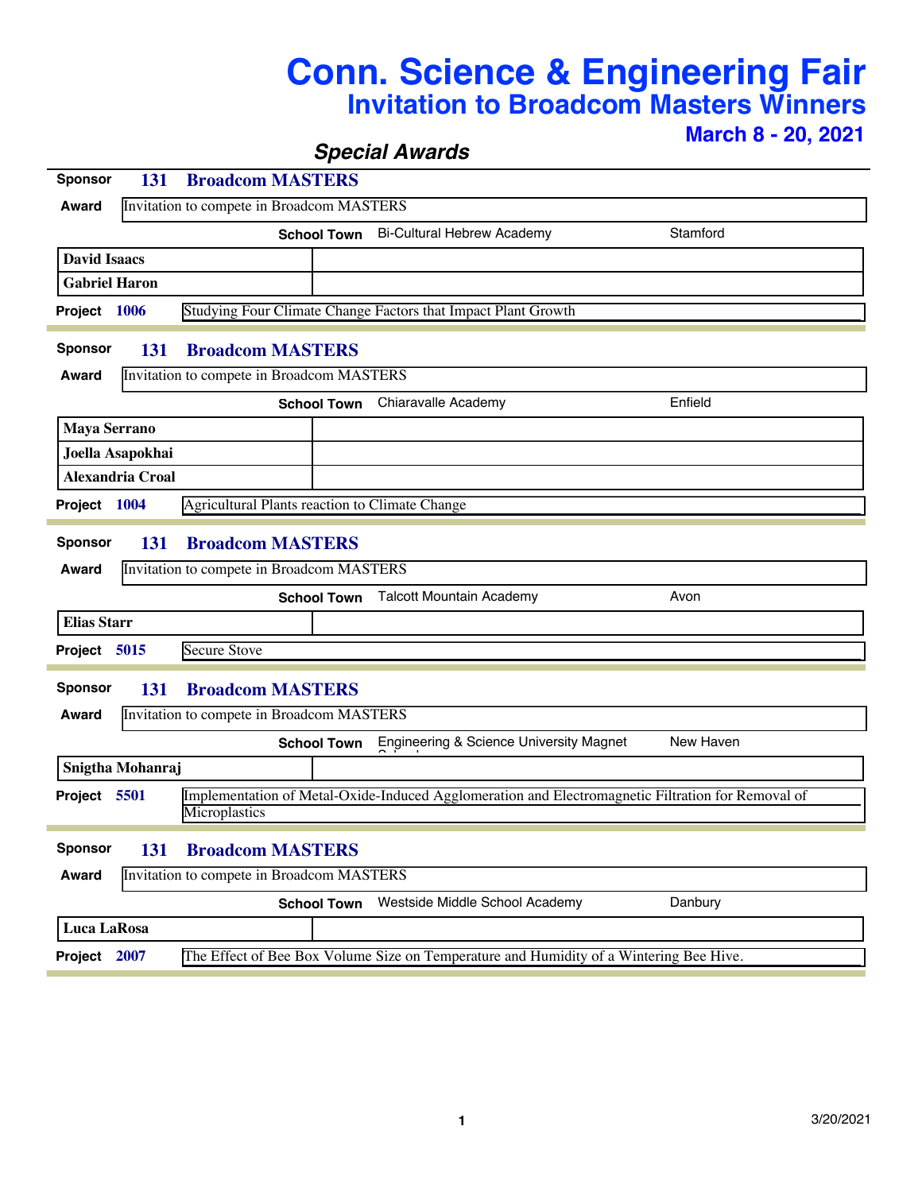# Conn. Science & Engineering Fair
## Invitation to Broadcom Masters Winners
### March 8 - 20, 2021

### *Special Awards*

**Sponsor** 131 **Broadcom MASTERS**

**Award** Invitation to compete in Broadcom MASTERS

**School Town** Bi-Cultural Hebrew Academy — Stamford

- **David Isaacs**
- **Gabriel Haron**

**Project** 1006 — Studying Four Climate Change Factors that Impact Plant Growth

---

**Sponsor** 131 **Broadcom MASTERS**

**Award** Invitation to compete in Broadcom MASTERS

**School Town** Chiaravalle Academy — Enfield

- **Maya Serrano**
- **Joella Asapokhai**
- **Alexandria Croal**

**Project** 1004 — Agricultural Plants reaction to Climate Change

---

**Sponsor** 131 **Broadcom MASTERS**

**Award** Invitation to compete in Broadcom MASTERS

**School Town** Talcott Mountain Academy — Avon

- **Elias Starr**

**Project** 5015 — Secure Stove

---

**Sponsor** 131 **Broadcom MASTERS**

**Award** Invitation to compete in Broadcom MASTERS

**School Town** Engineering & Science University Magnet School — New Haven

- **Snigtha Mohanraj**

**Project** 5501 — Implementation of Metal-Oxide-Induced Agglomeration and Electromagnetic Filtration for Removal of Microplastics

---

**Sponsor** 131 **Broadcom MASTERS**

**Award** Invitation to compete in Broadcom MASTERS

**School Town** Westside Middle School Academy — Danbury

- **Luca LaRosa**

**Project** 2007 — The Effect of Bee Box Volume Size on Temperature and Humidity of a Wintering Bee Hive.

3/20/2021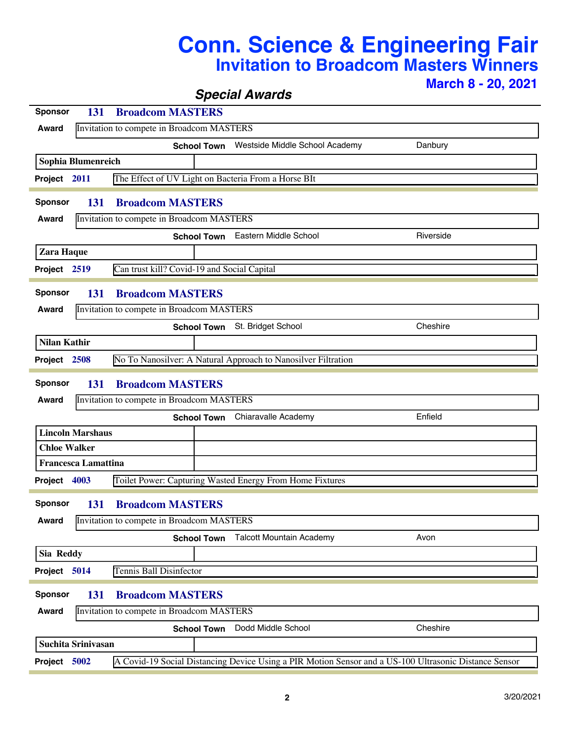# Conn. Science & Engineering Fair

## Invitation to Broadcom Masters Winners

**March 8 - 20, 2021**

### *Special Awards*

**Sponsor** 131 **Broadcom MASTERS**

**Award** Invitation to compete in Broadcom MASTERS

**School Town** Westside Middle School Academy — Danbury

**Sophia Blumenreich**

**Project** 2011 — The Effect of UV Light on Bacteria From a Horse BIt

---

**Sponsor** 131 **Broadcom MASTERS**

**Award** Invitation to compete in Broadcom MASTERS

**School Town** Eastern Middle School — Riverside

**Zara Haque**

**Project** 2519 — Can trust kill? Covid-19 and Social Capital

---

**Sponsor** 131 **Broadcom MASTERS**

**Award** Invitation to compete in Broadcom MASTERS

**School Town** St. Bridget School — Cheshire

**Nilan Kathir**

**Project** 2508 — No To Nanosilver: A Natural Approach to Nanosilver Filtration

---

**Sponsor** 131 **Broadcom MASTERS**

**Award** Invitation to compete in Broadcom MASTERS

**School Town** Chiaravalle Academy — Enfield

**Lincoln Marshaus**

**Chloe Walker**

**Francesca Lamattina**

**Project** 4003 — Toilet Power: Capturing Wasted Energy From Home Fixtures

---

**Sponsor** 131 **Broadcom MASTERS**

**Award** Invitation to compete in Broadcom MASTERS

**School Town** Talcott Mountain Academy — Avon

**Sia Reddy**

**Project** 5014 — Tennis Ball Disinfector

---

**Sponsor** 131 **Broadcom MASTERS**

**Award** Invitation to compete in Broadcom MASTERS

**School Town** Dodd Middle School — Cheshire

**Suchita Srinivasan**

**Project** 5002 — A Covid-19 Social Distancing Device Using a PIR Motion Sensor and a US-100 Ultrasonic Distance Sensor

3/20/2021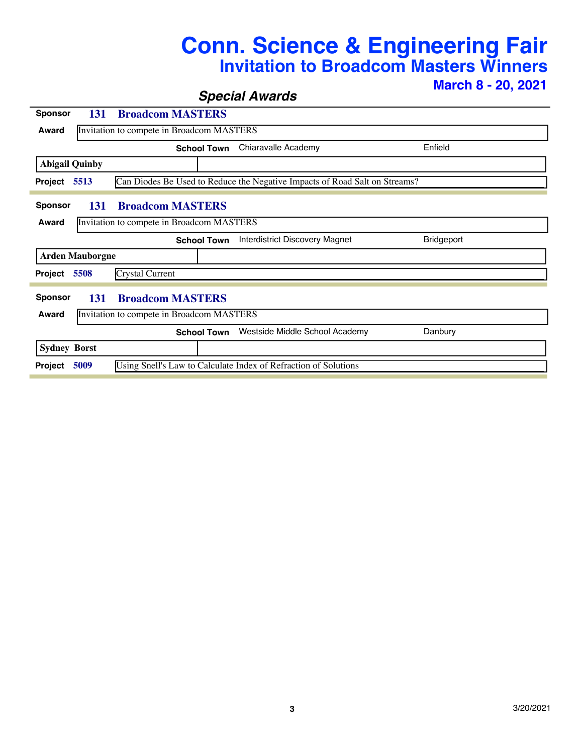# Conn. Science & Engineering Fair

## Invitation to Broadcom Masters Winners

**March 8 - 20, 2021**

### *Special Awards*

**Sponsor** **131** **Broadcom MASTERS**

**Award** Invitation to compete in Broadcom MASTERS

**School Town** Chiaravalle Academy Enfield

**Abigail Quinby**

**Project** **5513** Can Diodes Be Used to Reduce the Negative Impacts of Road Salt on Streams?

---

**Sponsor** **131** **Broadcom MASTERS**

**Award** Invitation to compete in Broadcom MASTERS

**School Town** Interdistrict Discovery Magnet Bridgeport

**Arden Mauborgne**

**Project** **5508** Crystal Current

---

**Sponsor** **131** **Broadcom MASTERS**

**Award** Invitation to compete in Broadcom MASTERS

**School Town** Westside Middle School Academy Danbury

**Sydney Borst**

**Project** **5009** Using Snell's Law to Calculate Index of Refraction of Solutions

3/20/2021